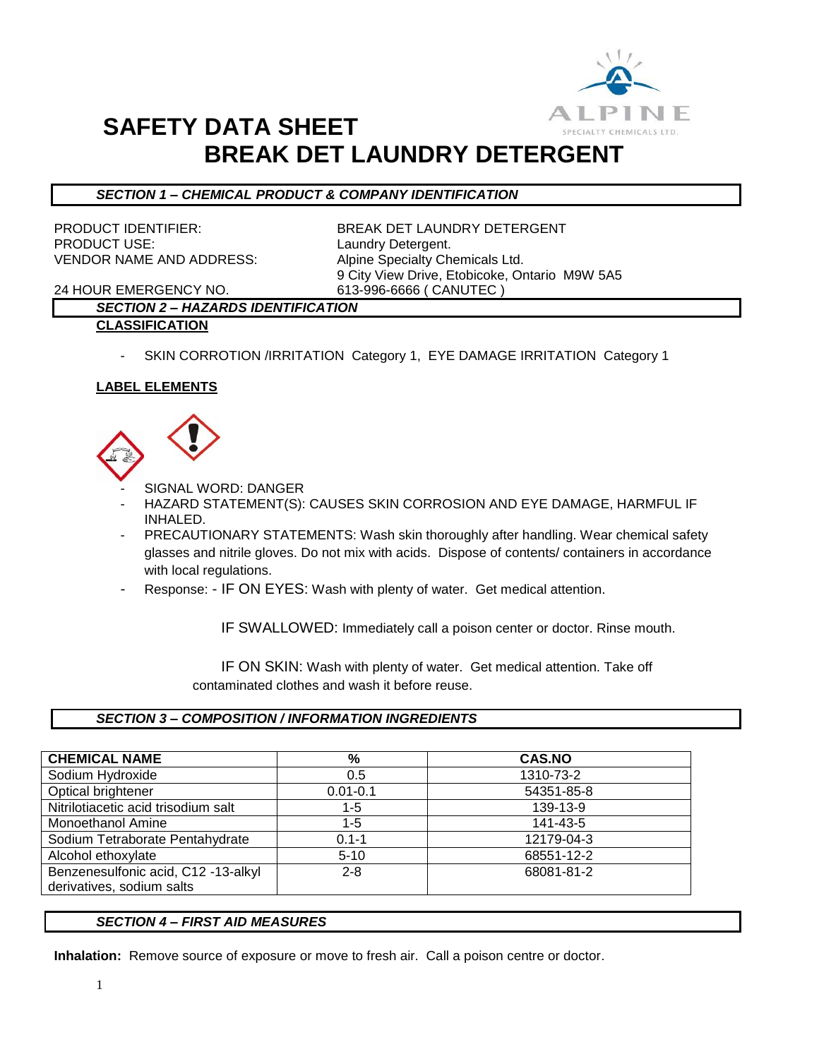# SAFETY DATA SHEET
# BREAK DET LAUNDRY DETERGENT

### *SECTION 1 – CHEMICAL PRODUCT & COMPANY IDENTIFICATION*

PRODUCT IDENTIFIER: BREAK DET LAUNDRY DETERGENT
PRODUCT USE: Laundry Detergent.
VENDOR NAME AND ADDRESS: Alpine Specialty Chemicals Ltd.
9 City View Drive, Etobicoke, Ontario M9W 5A5
24 HOUR EMERGENCY NO. 613-996-6666 ( CANUTEC )

### *SECTION 2 – HAZARDS IDENTIFICATION*

**CLASSIFICATION**

- SKIN CORROTION /IRRITATION Category 1, EYE DAMAGE IRRITATION Category 1

**LABEL ELEMENTS**

- SIGNAL WORD: DANGER
- HAZARD STATEMENT(S): CAUSES SKIN CORROSION AND EYE DAMAGE, HARMFUL IF INHALED.
- PRECAUTIONARY STATEMENTS: Wash skin thoroughly after handling. Wear chemical safety glasses and nitrile gloves. Do not mix with acids. Dispose of contents/ containers in accordance with local regulations.
- Response: - IF ON EYES: Wash with plenty of water. Get medical attention.

  IF SWALLOWED: Immediately call a poison center or doctor. Rinse mouth.

  IF ON SKIN: Wash with plenty of water. Get medical attention. Take off contaminated clothes and wash it before reuse.

### *SECTION 3 – COMPOSITION / INFORMATION INGREDIENTS*

| CHEMICAL NAME | % | CAS.NO |
|---|---|---|
| Sodium Hydroxide | 0.5 | 1310-73-2 |
| Optical brightener | 0.01-0.1 | 54351-85-8 |
| Nitrilotiacetic acid trisodium salt | 1-5 | 139-13-9 |
| Monoethanol Amine | 1-5 | 141-43-5 |
| Sodium Tetraborate Pentahydrate | 0.1-1 | 12179-04-3 |
| Alcohol ethoxylate | 5-10 | 68551-12-2 |
| Benzenesulfonic acid, C12 -13-alkyl derivatives, sodium salts | 2-8 | 68081-81-2 |

### *SECTION 4 – FIRST AID MEASURES*

**Inhalation:** Remove source of exposure or move to fresh air. Call a poison centre or doctor.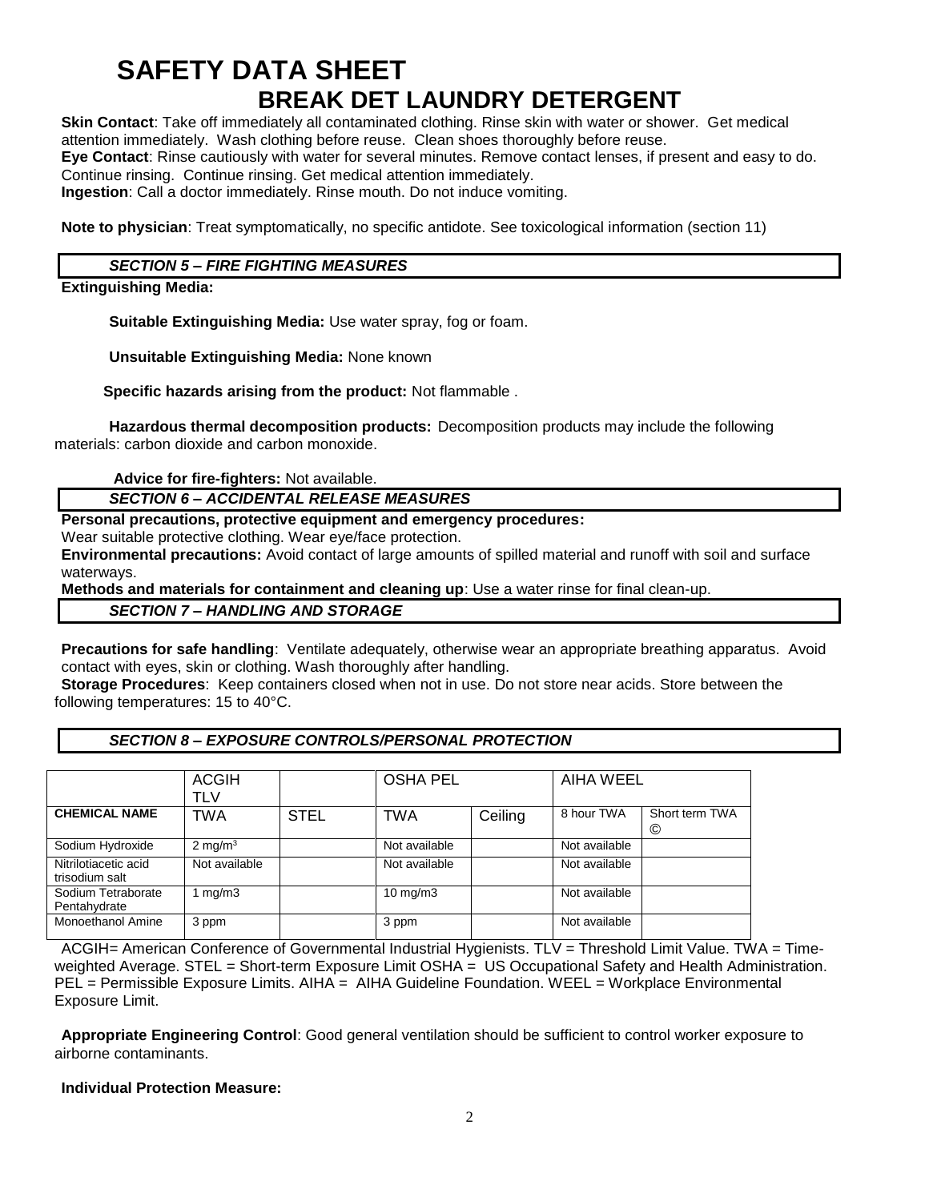# SAFETY DATA SHEET

## BREAK DET LAUNDRY DETERGENT

**Skin Contact**: Take off immediately all contaminated clothing. Rinse skin with water or shower. Get medical attention immediately. Wash clothing before reuse. Clean shoes thoroughly before reuse.
**Eye Contact**: Rinse cautiously with water for several minutes. Remove contact lenses, if present and easy to do. Continue rinsing. Continue rinsing. Get medical attention immediately.
**Ingestion**: Call a doctor immediately. Rinse mouth. Do not induce vomiting.

**Note to physician**: Treat symptomatically, no specific antidote. See toxicological information (section 11)

### *SECTION 5 – FIRE FIGHTING MEASURES*

**Extinguishing Media:**

**Suitable Extinguishing Media:** Use water spray, fog or foam.

**Unsuitable Extinguishing Media:** None known

**Specific hazards arising from the product:** Not flammable .

**Hazardous thermal decomposition products:** Decomposition products may include the following materials: carbon dioxide and carbon monoxide.

**Advice for fire-fighters:** Not available.

### *SECTION 6 – ACCIDENTAL RELEASE MEASURES*

**Personal precautions, protective equipment and emergency procedures:**
Wear suitable protective clothing. Wear eye/face protection.
**Environmental precautions:** Avoid contact of large amounts of spilled material and runoff with soil and surface waterways.
**Methods and materials for containment and cleaning up**: Use a water rinse for final clean-up.

### *SECTION 7 – HANDLING AND STORAGE*

**Precautions for safe handling**: Ventilate adequately, otherwise wear an appropriate breathing apparatus. Avoid contact with eyes, skin or clothing. Wash thoroughly after handling.
**Storage Procedures**: Keep containers closed when not in use. Do not store near acids. Store between the following temperatures: 15 to 40°C.

### *SECTION 8 – EXPOSURE CONTROLS/PERSONAL PROTECTION*

| | ACGIH TLV | | OSHA PEL | | AIHA WEEL | |
|---|---|---|---|---|---|---|
| **CHEMICAL NAME** | TWA | STEL | TWA | Ceiling | 8 hour TWA | Short term TWA © |
| Sodium Hydroxide | 2 mg/m$^3$ | | Not available | | Not available | |
| Nitrilotiacetic acid trisodium salt | Not available | | Not available | | Not available | |
| Sodium Tetraborate Pentahydrate | 1 mg/m3 | | 10 mg/m3 | | Not available | |
| Monoethanol Amine | 3 ppm | | 3 ppm | | Not available | |

ACGIH= American Conference of Governmental Industrial Hygienists. TLV = Threshold Limit Value. TWA = Time-weighted Average. STEL = Short-term Exposure Limit OSHA = US Occupational Safety and Health Administration. PEL = Permissible Exposure Limits. AIHA = AIHA Guideline Foundation. WEEL = Workplace Environmental Exposure Limit.

**Appropriate Engineering Control**: Good general ventilation should be sufficient to control worker exposure to airborne contaminants.

**Individual Protection Measure:**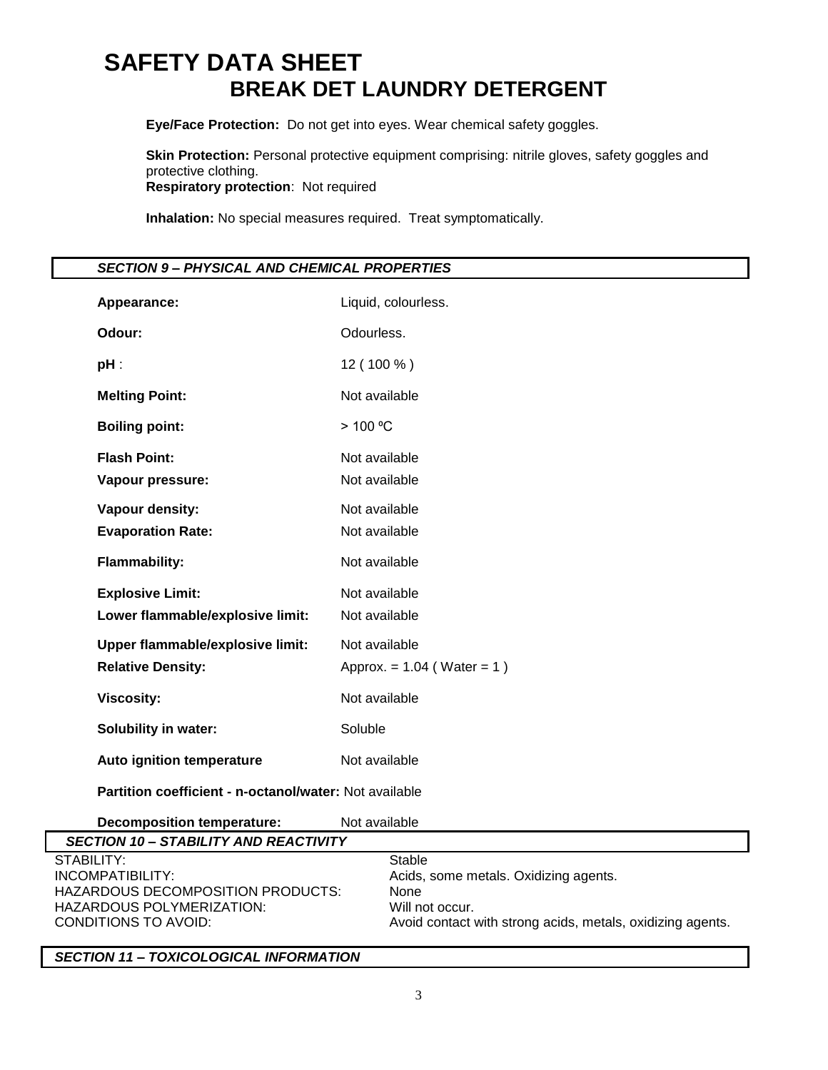# SAFETY DATA SHEET
## BREAK DET LAUNDRY DETERGENT

**Eye/Face Protection:** Do not get into eyes. Wear chemical safety goggles.

**Skin Protection:** Personal protective equipment comprising: nitrile gloves, safety goggles and protective clothing.
**Respiratory protection**: Not required

**Inhalation:** No special measures required. Treat symptomatically.

### *SECTION 9 – PHYSICAL AND CHEMICAL PROPERTIES*

| | |
|---|---|
| **Appearance:** | Liquid, colourless. |
| **Odour:** | Odourless. |
| **pH** : | 12 ( 100 % ) |
| **Melting Point:** | Not available |
| **Boiling point:** | > 100 ºC |
| **Flash Point:** | Not available |
| **Vapour pressure:** | Not available |
| **Vapour density:** | Not available |
| **Evaporation Rate:** | Not available |
| **Flammability:** | Not available |
| **Explosive Limit:** | Not available |
| **Lower flammable/explosive limit:** | Not available |
| **Upper flammable/explosive limit:** | Not available |
| **Relative Density:** | Approx. = 1.04 ( Water = 1 ) |
| **Viscosity:** | Not available |
| **Solubility in water:** | Soluble |
| **Auto ignition temperature** | Not available |
| **Partition coefficient - n-octanol/water:** | Not available |
| **Decomposition temperature:** | Not available |

### *SECTION 10 – STABILITY AND REACTIVITY*

| | |
|---|---|
| STABILITY: | Stable |
| INCOMPATIBILITY: | Acids, some metals. Oxidizing agents. |
| HAZARDOUS DECOMPOSITION PRODUCTS: | None |
| HAZARDOUS POLYMERIZATION: | Will not occur. |
| CONDITIONS TO AVOID: | Avoid contact with strong acids, metals, oxidizing agents. |

### *SECTION 11 – TOXICOLOGICAL INFORMATION*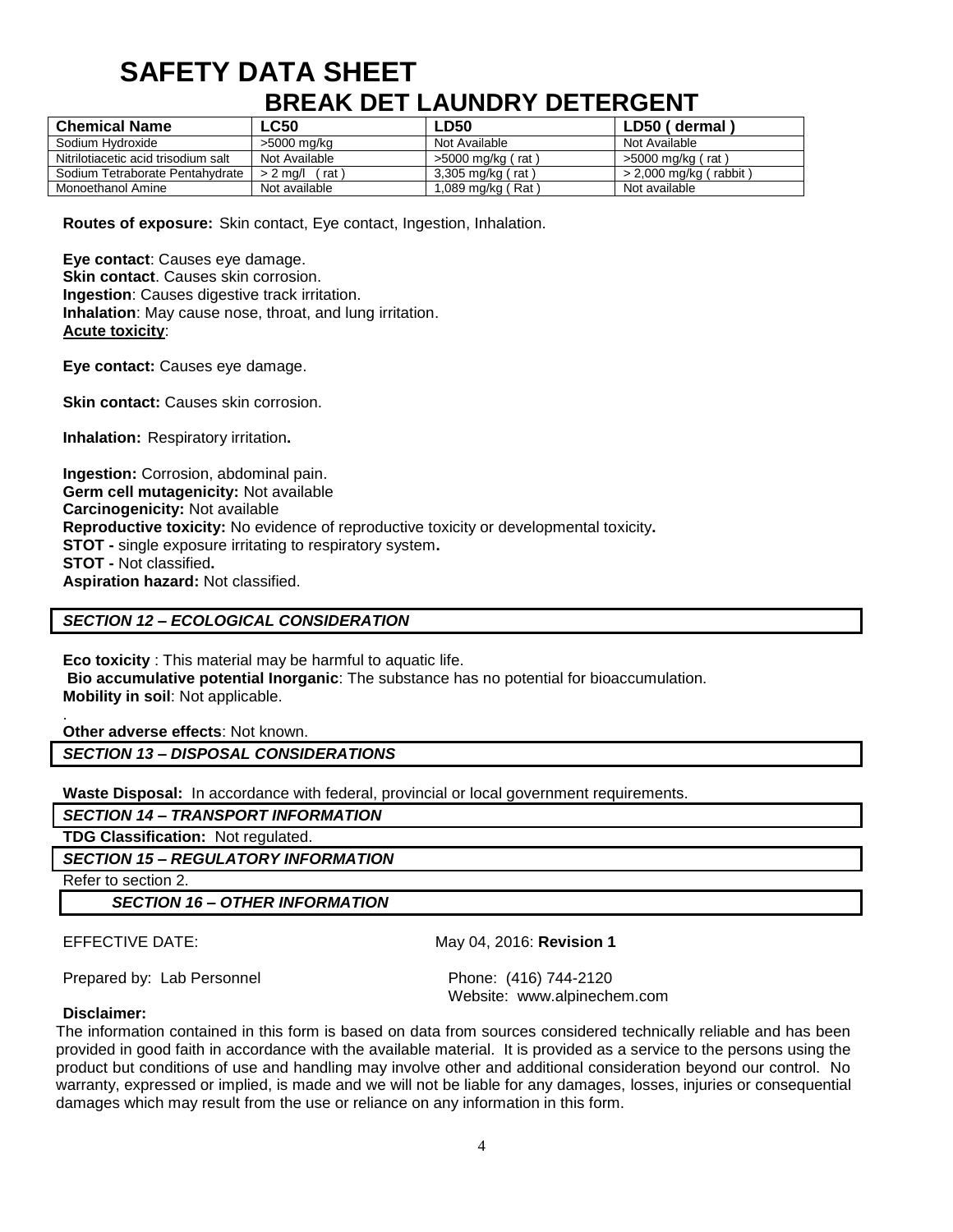# SAFETY DATA SHEET

## BREAK DET LAUNDRY DETERGENT

| Chemical Name | LC50 | LD50 | LD50 ( dermal ) |
|---|---|---|---|
| Sodium Hydroxide | >5000 mg/kg | Not Available | Not Available |
| Nitrilotiacetic acid trisodium salt | Not Available | >5000 mg/kg ( rat ) | >5000 mg/kg ( rat ) |
| Sodium Tetraborate Pentahydrate | > 2 mg/l ( rat ) | 3,305 mg/kg ( rat ) | > 2,000 mg/kg ( rabbit ) |
| Monoethanol Amine | Not available | 1,089 mg/kg ( Rat ) | Not available |

**Routes of exposure:** Skin contact, Eye contact, Ingestion, Inhalation.

**Eye contact**: Causes eye damage.
**Skin contact**. Causes skin corrosion.
**Ingestion**: Causes digestive track irritation.
**Inhalation**: May cause nose, throat, and lung irritation.
**Acute toxicity**:

**Eye contact:** Causes eye damage.

**Skin contact:** Causes skin corrosion.

**Inhalation:** Respiratory irritation**.**

**Ingestion:** Corrosion, abdominal pain.
**Germ cell mutagenicity:** Not available
**Carcinogenicity:** Not available
**Reproductive toxicity:** No evidence of reproductive toxicity or developmental toxicity**.**
**STOT -** single exposure irritating to respiratory system**.**
**STOT -** Not classified**.**
**Aspiration hazard:** Not classified.

### *SECTION 12 – ECOLOGICAL CONSIDERATION*

**Eco toxicity** : This material may be harmful to aquatic life.
**Bio accumulative potential Inorganic**: The substance has no potential for bioaccumulation.
**Mobility in soil**: Not applicable.

**Other adverse effects**: Not known.

### *SECTION 13 – DISPOSAL CONSIDERATIONS*

**Waste Disposal:** In accordance with federal, provincial or local government requirements.

### *SECTION 14 – TRANSPORT INFORMATION*

**TDG Classification:** Not regulated.

### *SECTION 15 – REGULATORY INFORMATION*

Refer to section 2.

### *SECTION 16 – OTHER INFORMATION*

EFFECTIVE DATE: May 04, 2016: **Revision 1**

Prepared by: Lab Personnel

Phone: (416) 744-2120
Website: www.alpinechem.com

**Disclaimer:**
The information contained in this form is based on data from sources considered technically reliable and has been provided in good faith in accordance with the available material. It is provided as a service to the persons using the product but conditions of use and handling may involve other and additional consideration beyond our control. No warranty, expressed or implied, is made and we will not be liable for any damages, losses, injuries or consequential damages which may result from the use or reliance on any information in this form.